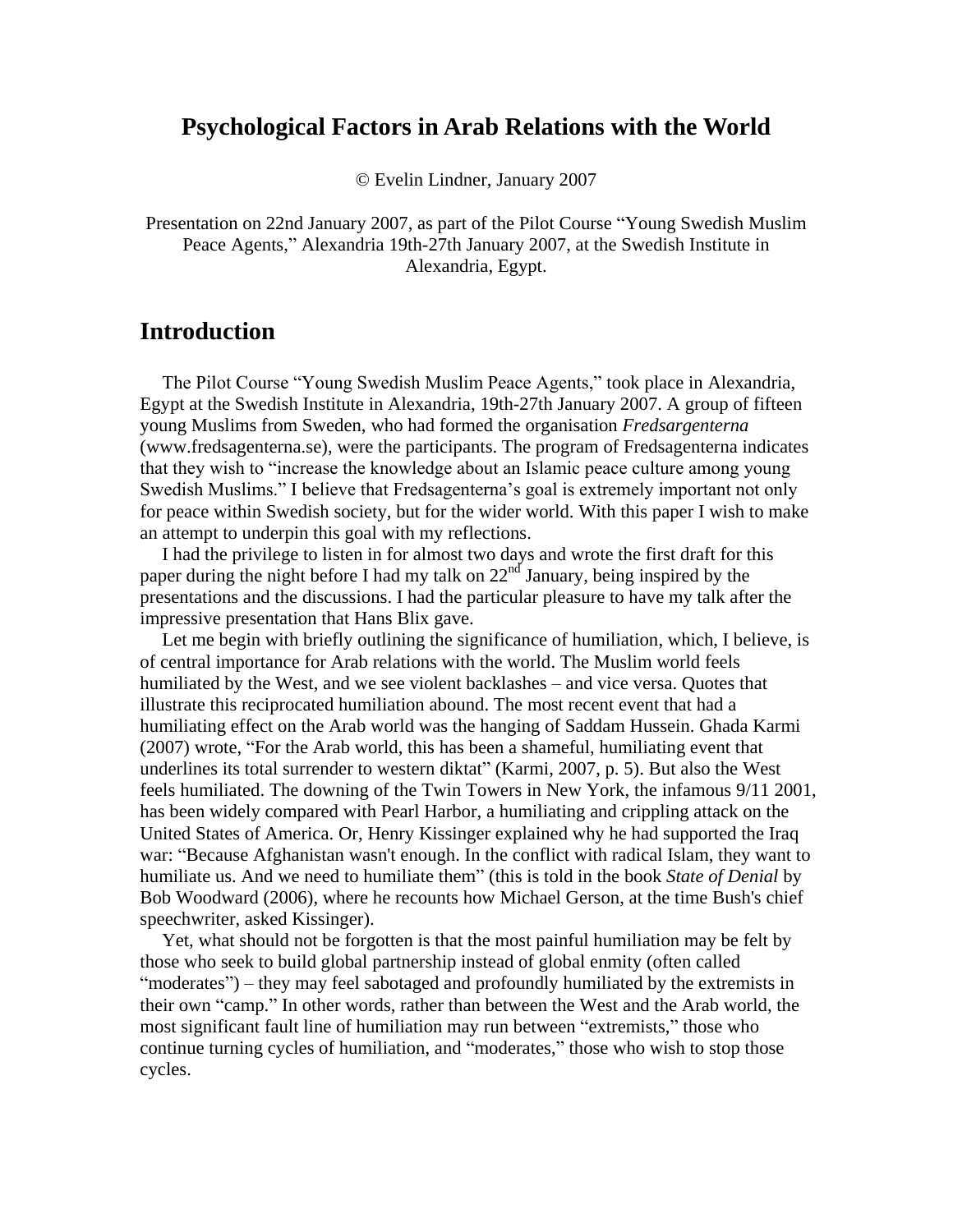# Psychological Factors in Arab Relations with the World

© Evelin Lindner, January 2007

Presentation on 22nd January 2007, as part of the Pilot Course "Young Swedish Muslim Peace Agents," Alexandria 19th-27th January 2007, at the Swedish Institute in Alexandria, Egypt.

## Introduction

The Pilot Course "Young Swedish Muslim Peace Agents," took place in Alexandria, Egypt at the Swedish Institute in Alexandria, 19th-27th January 2007. A group of fifteen young Muslims from Sweden, who had formed the organisation *Fredsargenterna* (www.fredsagenterna.se), were the participants. The program of Fredsagenterna indicates that they wish to "increase the knowledge about an Islamic peace culture among young Swedish Muslims." I believe that Fredsagenterna's goal is extremely important not only for peace within Swedish society, but for the wider world. With this paper I wish to make an attempt to underpin this goal with my reflections.

I had the privilege to listen in for almost two days and wrote the first draft for this paper during the night before I had my talk on 22nd January, being inspired by the presentations and the discussions. I had the particular pleasure to have my talk after the impressive presentation that Hans Blix gave.

Let me begin with briefly outlining the significance of humiliation, which, I believe, is of central importance for Arab relations with the world. The Muslim world feels humiliated by the West, and we see violent backlashes – and vice versa. Quotes that illustrate this reciprocated humiliation abound. The most recent event that had a humiliating effect on the Arab world was the hanging of Saddam Hussein. Ghada Karmi (2007) wrote, "For the Arab world, this has been a shameful, humiliating event that underlines its total surrender to western diktat" (Karmi, 2007, p. 5). But also the West feels humiliated. The downing of the Twin Towers in New York, the infamous 9/11 2001, has been widely compared with Pearl Harbor, a humiliating and crippling attack on the United States of America. Or, Henry Kissinger explained why he had supported the Iraq war: "Because Afghanistan wasn't enough. In the conflict with radical Islam, they want to humiliate us. And we need to humiliate them" (this is told in the book *State of Denial* by Bob Woodward (2006), where he recounts how Michael Gerson, at the time Bush's chief speechwriter, asked Kissinger).

Yet, what should not be forgotten is that the most painful humiliation may be felt by those who seek to build global partnership instead of global enmity (often called "moderates") – they may feel sabotaged and profoundly humiliated by the extremists in their own "camp." In other words, rather than between the West and the Arab world, the most significant fault line of humiliation may run between "extremists," those who continue turning cycles of humiliation, and "moderates," those who wish to stop those cycles.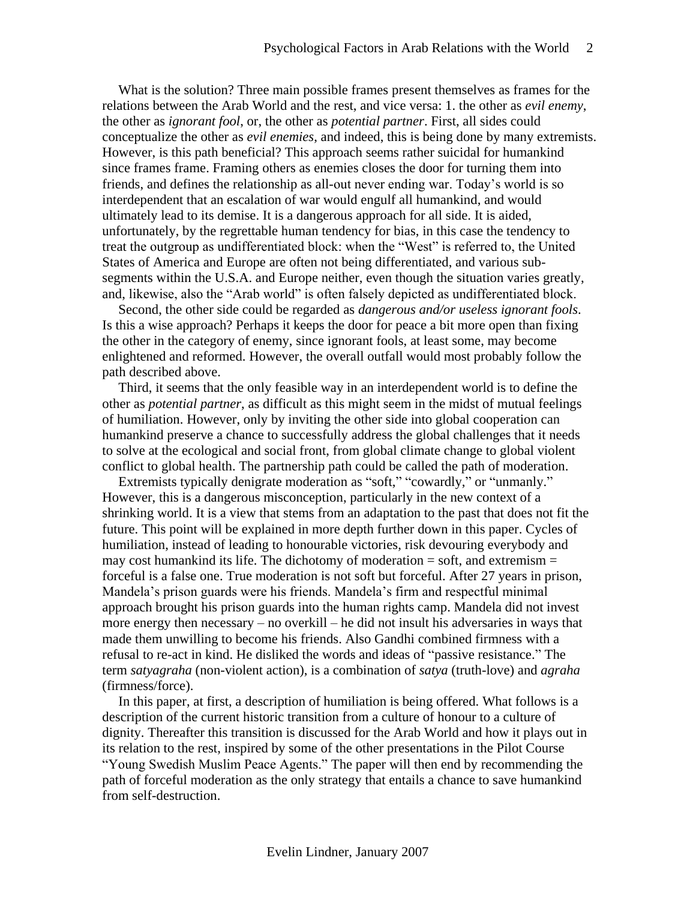What is the solution? Three main possible frames present themselves as frames for the relations between the Arab World and the rest, and vice versa: 1. the other as *evil enemy*, the other as *ignorant fool*, or, the other as *potential partner*. First, all sides could conceptualize the other as *evil enemies*, and indeed, this is being done by many extremists. However, is this path beneficial? This approach seems rather suicidal for humankind since frames frame. Framing others as enemies closes the door for turning them into friends, and defines the relationship as all-out never ending war. Today's world is so interdependent that an escalation of war would engulf all humankind, and would ultimately lead to its demise. It is a dangerous approach for all side. It is aided, unfortunately, by the regrettable human tendency for bias, in this case the tendency to treat the outgroup as undifferentiated block: when the "West" is referred to, the United States of America and Europe are often not being differentiated, and various sub-segments within the U.S.A. and Europe neither, even though the situation varies greatly, and, likewise, also the "Arab world" is often falsely depicted as undifferentiated block.

Second, the other side could be regarded as *dangerous and/or useless ignorant fools*. Is this a wise approach? Perhaps it keeps the door for peace a bit more open than fixing the other in the category of enemy, since ignorant fools, at least some, may become enlightened and reformed. However, the overall outfall would most probably follow the path described above.

Third, it seems that the only feasible way in an interdependent world is to define the other as *potential partner*, as difficult as this might seem in the midst of mutual feelings of humiliation. However, only by inviting the other side into global cooperation can humankind preserve a chance to successfully address the global challenges that it needs to solve at the ecological and social front, from global climate change to global violent conflict to global health. The partnership path could be called the path of moderation.

Extremists typically denigrate moderation as "soft," "cowardly," or "unmanly." However, this is a dangerous misconception, particularly in the new context of a shrinking world. It is a view that stems from an adaptation to the past that does not fit the future. This point will be explained in more depth further down in this paper. Cycles of humiliation, instead of leading to honourable victories, risk devouring everybody and may cost humankind its life. The dichotomy of moderation = soft, and extremism = forceful is a false one. True moderation is not soft but forceful. After 27 years in prison, Mandela's prison guards were his friends. Mandela's firm and respectful minimal approach brought his prison guards into the human rights camp. Mandela did not invest more energy then necessary – no overkill – he did not insult his adversaries in ways that made them unwilling to become his friends. Also Gandhi combined firmness with a refusal to re-act in kind. He disliked the words and ideas of "passive resistance." The term *satyagraha* (non-violent action), is a combination of *satya* (truth-love) and *agraha* (firmness/force).

In this paper, at first, a description of humiliation is being offered. What follows is a description of the current historic transition from a culture of honour to a culture of dignity. Thereafter this transition is discussed for the Arab World and how it plays out in its relation to the rest, inspired by some of the other presentations in the Pilot Course "Young Swedish Muslim Peace Agents." The paper will then end by recommending the path of forceful moderation as the only strategy that entails a chance to save humankind from self-destruction.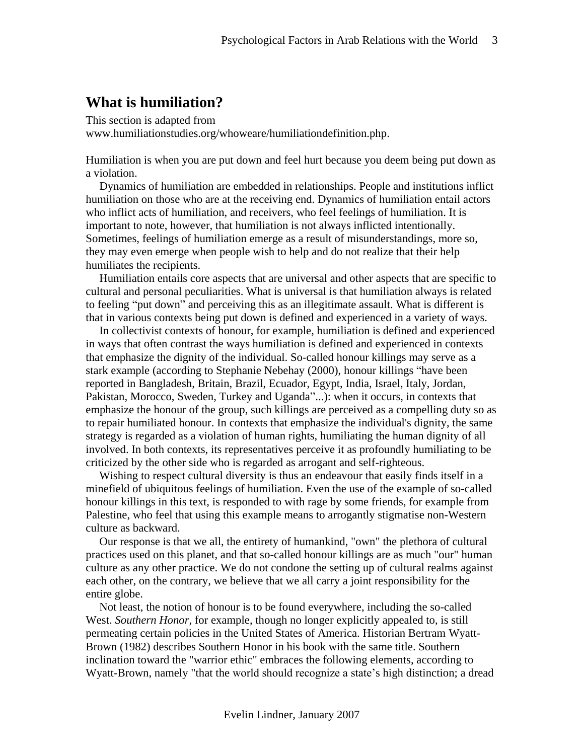## What is humiliation?

This section is adapted from www.humiliationstudies.org/whoweare/humiliationdefinition.php.

Humiliation is when you are put down and feel hurt because you deem being put down as a violation.

Dynamics of humiliation are embedded in relationships. People and institutions inflict humiliation on those who are at the receiving end. Dynamics of humiliation entail actors who inflict acts of humiliation, and receivers, who feel feelings of humiliation. It is important to note, however, that humiliation is not always inflicted intentionally. Sometimes, feelings of humiliation emerge as a result of misunderstandings, more so, they may even emerge when people wish to help and do not realize that their help humiliates the recipients.

Humiliation entails core aspects that are universal and other aspects that are specific to cultural and personal peculiarities. What is universal is that humiliation always is related to feeling "put down" and perceiving this as an illegitimate assault. What is different is that in various contexts being put down is defined and experienced in a variety of ways.

In collectivist contexts of honour, for example, humiliation is defined and experienced in ways that often contrast the ways humiliation is defined and experienced in contexts that emphasize the dignity of the individual. So-called honour killings may serve as a stark example (according to Stephanie Nebehay (2000), honour killings "have been reported in Bangladesh, Britain, Brazil, Ecuador, Egypt, India, Israel, Italy, Jordan, Pakistan, Morocco, Sweden, Turkey and Uganda"...): when it occurs, in contexts that emphasize the honour of the group, such killings are perceived as a compelling duty so as to repair humiliated honour. In contexts that emphasize the individual's dignity, the same strategy is regarded as a violation of human rights, humiliating the human dignity of all involved. In both contexts, its representatives perceive it as profoundly humiliating to be criticized by the other side who is regarded as arrogant and self-righteous.

Wishing to respect cultural diversity is thus an endeavour that easily finds itself in a minefield of ubiquitous feelings of humiliation. Even the use of the example of so-called honour killings in this text, is responded to with rage by some friends, for example from Palestine, who feel that using this example means to arrogantly stigmatise non-Western culture as backward.

Our response is that we all, the entirety of humankind, "own" the plethora of cultural practices used on this planet, and that so-called honour killings are as much "our" human culture as any other practice. We do not condone the setting up of cultural realms against each other, on the contrary, we believe that we all carry a joint responsibility for the entire globe.

Not least, the notion of honour is to be found everywhere, including the so-called West. *Southern Honor*, for example, though no longer explicitly appealed to, is still permeating certain policies in the United States of America. Historian Bertram Wyatt-Brown (1982) describes Southern Honor in his book with the same title. Southern inclination toward the "warrior ethic" embraces the following elements, according to Wyatt-Brown, namely "that the world should recognize a state's high distinction; a dread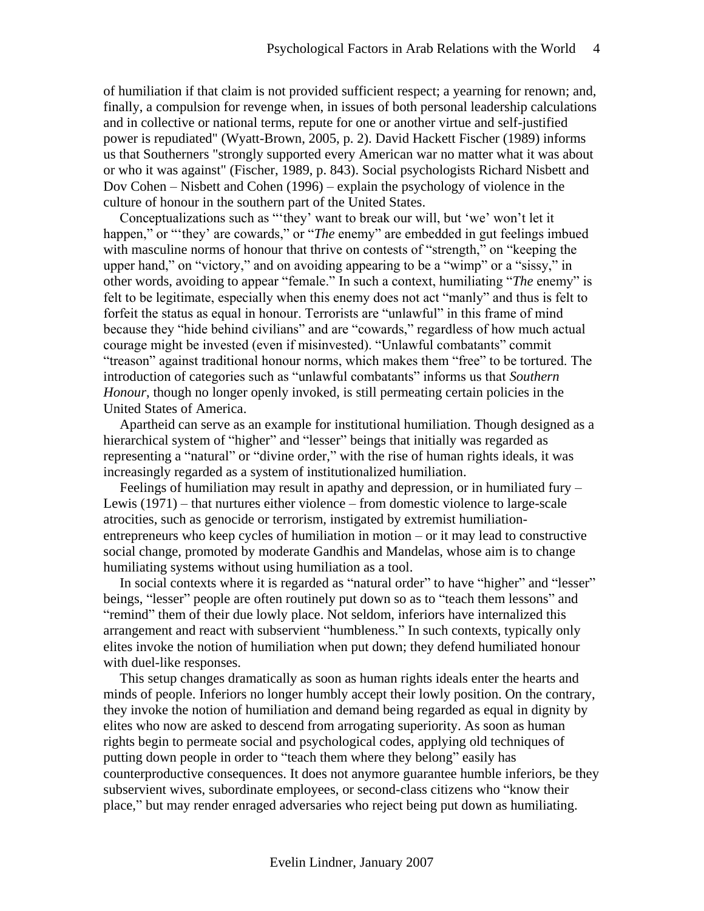of humiliation if that claim is not provided sufficient respect; a yearning for renown; and, finally, a compulsion for revenge when, in issues of both personal leadership calculations and in collective or national terms, repute for one or another virtue and self-justified power is repudiated" (Wyatt-Brown, 2005, p. 2). David Hackett Fischer (1989) informs us that Southerners "strongly supported every American war no matter what it was about or who it was against" (Fischer, 1989, p. 843). Social psychologists Richard Nisbett and Dov Cohen – Nisbett and Cohen (1996) – explain the psychology of violence in the culture of honour in the southern part of the United States.

Conceptualizations such as "'they' want to break our will, but 'we' won't let it happen," or "'they' are cowards," or "*The* enemy" are embedded in gut feelings imbued with masculine norms of honour that thrive on contests of "strength," on "keeping the upper hand," on "victory," and on avoiding appearing to be a "wimp" or a "sissy," in other words, avoiding to appear "female." In such a context, humiliating "*The* enemy" is felt to be legitimate, especially when this enemy does not act "manly" and thus is felt to forfeit the status as equal in honour. Terrorists are "unlawful" in this frame of mind because they "hide behind civilians" and are "cowards," regardless of how much actual courage might be invested (even if misinvested). "Unlawful combatants" commit "treason" against traditional honour norms, which makes them "free" to be tortured. The introduction of categories such as "unlawful combatants" informs us that *Southern Honour*, though no longer openly invoked, is still permeating certain policies in the United States of America.

Apartheid can serve as an example for institutional humiliation. Though designed as a hierarchical system of "higher" and "lesser" beings that initially was regarded as representing a "natural" or "divine order," with the rise of human rights ideals, it was increasingly regarded as a system of institutionalized humiliation.

Feelings of humiliation may result in apathy and depression, or in humiliated fury – Lewis (1971) – that nurtures either violence – from domestic violence to large-scale atrocities, such as genocide or terrorism, instigated by extremist humiliation-entrepreneurs who keep cycles of humiliation in motion – or it may lead to constructive social change, promoted by moderate Gandhis and Mandelas, whose aim is to change humiliating systems without using humiliation as a tool.

In social contexts where it is regarded as "natural order" to have "higher" and "lesser" beings, "lesser" people are often routinely put down so as to "teach them lessons" and "remind" them of their due lowly place. Not seldom, inferiors have internalized this arrangement and react with subservient "humbleness." In such contexts, typically only elites invoke the notion of humiliation when put down; they defend humiliated honour with duel-like responses.

This setup changes dramatically as soon as human rights ideals enter the hearts and minds of people. Inferiors no longer humbly accept their lowly position. On the contrary, they invoke the notion of humiliation and demand being regarded as equal in dignity by elites who now are asked to descend from arrogating superiority. As soon as human rights begin to permeate social and psychological codes, applying old techniques of putting down people in order to "teach them where they belong" easily has counterproductive consequences. It does not anymore guarantee humble inferiors, be they subservient wives, subordinate employees, or second-class citizens who "know their place," but may render enraged adversaries who reject being put down as humiliating.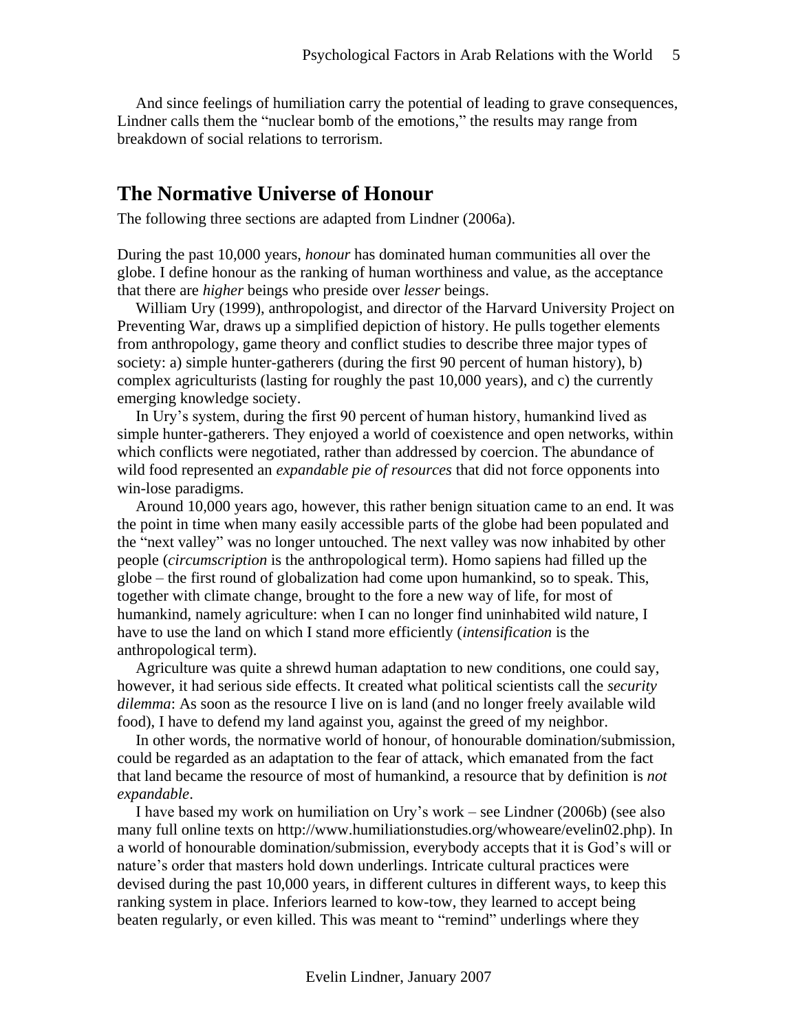And since feelings of humiliation carry the potential of leading to grave consequences, Lindner calls them the "nuclear bomb of the emotions," the results may range from breakdown of social relations to terrorism.

## The Normative Universe of Honour

The following three sections are adapted from Lindner (2006a).

During the past 10,000 years, *honour* has dominated human communities all over the globe. I define honour as the ranking of human worthiness and value, as the acceptance that there are *higher* beings who preside over *lesser* beings.

William Ury (1999), anthropologist, and director of the Harvard University Project on Preventing War, draws up a simplified depiction of history. He pulls together elements from anthropology, game theory and conflict studies to describe three major types of society: a) simple hunter-gatherers (during the first 90 percent of human history), b) complex agriculturists (lasting for roughly the past 10,000 years), and c) the currently emerging knowledge society.

In Ury's system, during the first 90 percent of human history, humankind lived as simple hunter-gatherers. They enjoyed a world of coexistence and open networks, within which conflicts were negotiated, rather than addressed by coercion. The abundance of wild food represented an *expandable pie of resources* that did not force opponents into win-lose paradigms.

Around 10,000 years ago, however, this rather benign situation came to an end. It was the point in time when many easily accessible parts of the globe had been populated and the "next valley" was no longer untouched. The next valley was now inhabited by other people (*circumscription* is the anthropological term). Homo sapiens had filled up the globe – the first round of globalization had come upon humankind, so to speak. This, together with climate change, brought to the fore a new way of life, for most of humankind, namely agriculture: when I can no longer find uninhabited wild nature, I have to use the land on which I stand more efficiently (*intensification* is the anthropological term).

Agriculture was quite a shrewd human adaptation to new conditions, one could say, however, it had serious side effects. It created what political scientists call the *security dilemma*: As soon as the resource I live on is land (and no longer freely available wild food), I have to defend my land against you, against the greed of my neighbor.

In other words, the normative world of honour, of honourable domination/submission, could be regarded as an adaptation to the fear of attack, which emanated from the fact that land became the resource of most of humankind, a resource that by definition is *not expandable*.

I have based my work on humiliation on Ury's work – see Lindner (2006b) (see also many full online texts on http://www.humiliationstudies.org/whoweare/evelin02.php). In a world of honourable domination/submission, everybody accepts that it is God's will or nature's order that masters hold down underlings. Intricate cultural practices were devised during the past 10,000 years, in different cultures in different ways, to keep this ranking system in place. Inferiors learned to kow-tow, they learned to accept being beaten regularly, or even killed. This was meant to "remind" underlings where they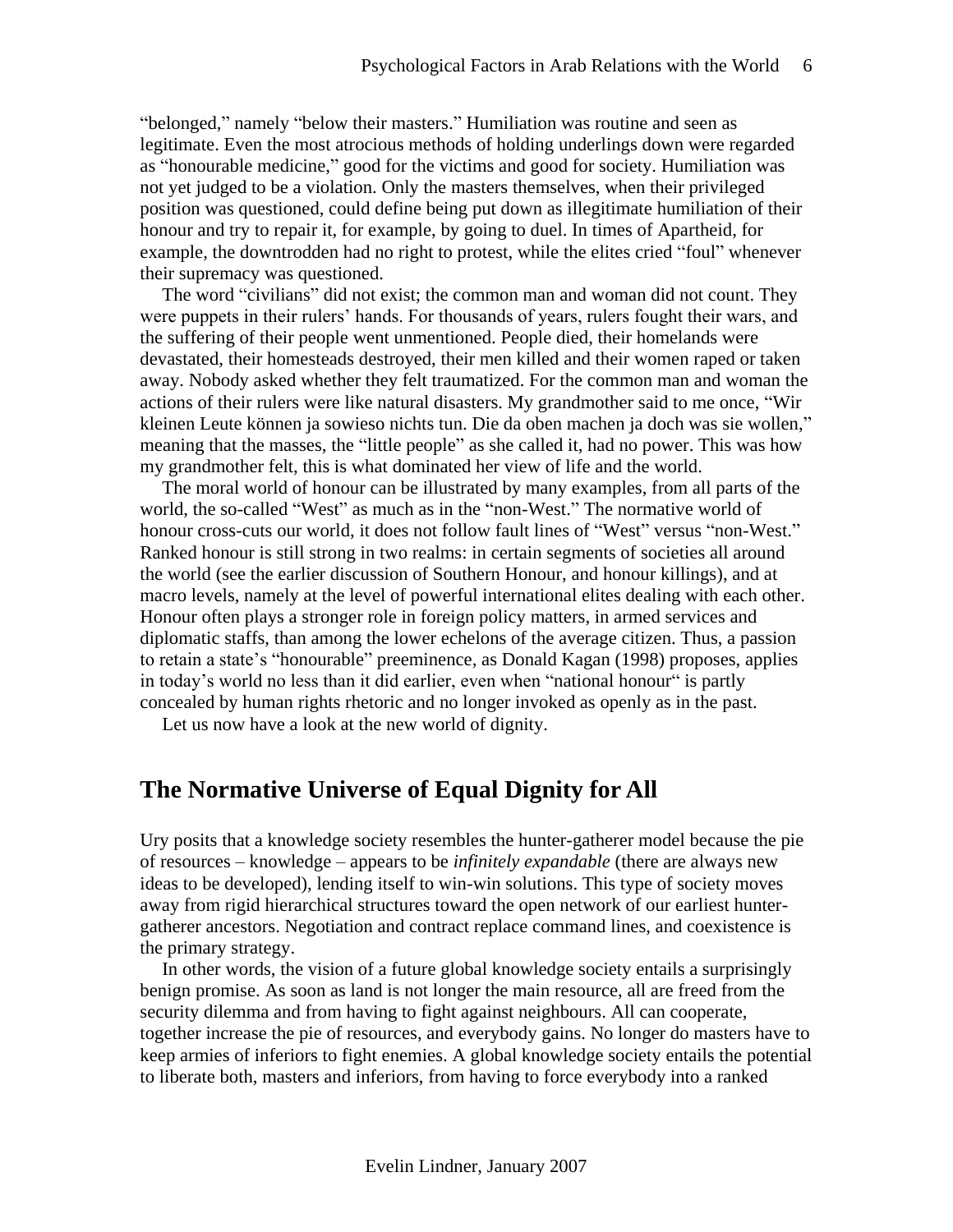"belonged," namely "below their masters." Humiliation was routine and seen as legitimate. Even the most atrocious methods of holding underlings down were regarded as "honourable medicine," good for the victims and good for society. Humiliation was not yet judged to be a violation. Only the masters themselves, when their privileged position was questioned, could define being put down as illegitimate humiliation of their honour and try to repair it, for example, by going to duel. In times of Apartheid, for example, the downtrodden had no right to protest, while the elites cried "foul" whenever their supremacy was questioned.

The word "civilians" did not exist; the common man and woman did not count. They were puppets in their rulers' hands. For thousands of years, rulers fought their wars, and the suffering of their people went unmentioned. People died, their homelands were devastated, their homesteads destroyed, their men killed and their women raped or taken away. Nobody asked whether they felt traumatized. For the common man and woman the actions of their rulers were like natural disasters. My grandmother said to me once, "Wir kleinen Leute können ja sowieso nichts tun. Die da oben machen ja doch was sie wollen," meaning that the masses, the "little people" as she called it, had no power. This was how my grandmother felt, this is what dominated her view of life and the world.

The moral world of honour can be illustrated by many examples, from all parts of the world, the so-called "West" as much as in the "non-West." The normative world of honour cross-cuts our world, it does not follow fault lines of "West" versus "non-West." Ranked honour is still strong in two realms: in certain segments of societies all around the world (see the earlier discussion of Southern Honour, and honour killings), and at macro levels, namely at the level of powerful international elites dealing with each other. Honour often plays a stronger role in foreign policy matters, in armed services and diplomatic staffs, than among the lower echelons of the average citizen. Thus, a passion to retain a state's "honourable" preeminence, as Donald Kagan (1998) proposes, applies in today's world no less than it did earlier, even when "national honour" is partly concealed by human rights rhetoric and no longer invoked as openly as in the past.

Let us now have a look at the new world of dignity.

## The Normative Universe of Equal Dignity for All

Ury posits that a knowledge society resembles the hunter-gatherer model because the pie of resources – knowledge – appears to be *infinitely expandable* (there are always new ideas to be developed), lending itself to win-win solutions. This type of society moves away from rigid hierarchical structures toward the open network of our earliest hunter-gatherer ancestors. Negotiation and contract replace command lines, and coexistence is the primary strategy.

In other words, the vision of a future global knowledge society entails a surprisingly benign promise. As soon as land is not longer the main resource, all are freed from the security dilemma and from having to fight against neighbours. All can cooperate, together increase the pie of resources, and everybody gains. No longer do masters have to keep armies of inferiors to fight enemies. A global knowledge society entails the potential to liberate both, masters and inferiors, from having to force everybody into a ranked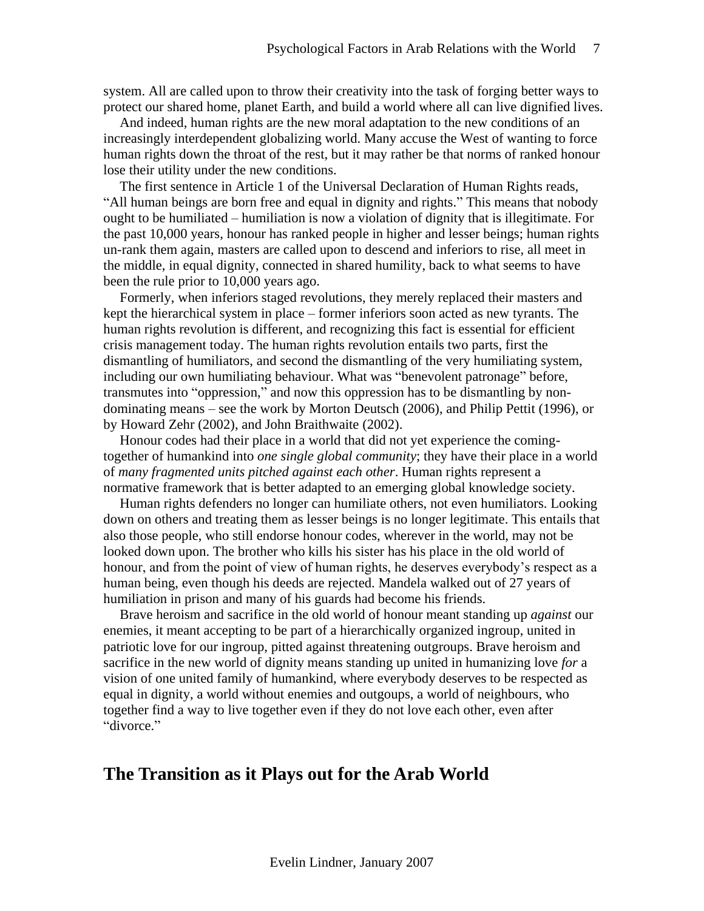system. All are called upon to throw their creativity into the task of forging better ways to protect our shared home, planet Earth, and build a world where all can live dignified lives.

And indeed, human rights are the new moral adaptation to the new conditions of an increasingly interdependent globalizing world. Many accuse the West of wanting to force human rights down the throat of the rest, but it may rather be that norms of ranked honour lose their utility under the new conditions.

The first sentence in Article 1 of the Universal Declaration of Human Rights reads, "All human beings are born free and equal in dignity and rights." This means that nobody ought to be humiliated – humiliation is now a violation of dignity that is illegitimate. For the past 10,000 years, honour has ranked people in higher and lesser beings; human rights un-rank them again, masters are called upon to descend and inferiors to rise, all meet in the middle, in equal dignity, connected in shared humility, back to what seems to have been the rule prior to 10,000 years ago.

Formerly, when inferiors staged revolutions, they merely replaced their masters and kept the hierarchical system in place – former inferiors soon acted as new tyrants. The human rights revolution is different, and recognizing this fact is essential for efficient crisis management today. The human rights revolution entails two parts, first the dismantling of humiliators, and second the dismantling of the very humiliating system, including our own humiliating behaviour. What was "benevolent patronage" before, transmutes into "oppression," and now this oppression has to be dismantling by non-dominating means – see the work by Morton Deutsch (2006), and Philip Pettit (1996), or by Howard Zehr (2002), and John Braithwaite (2002).

Honour codes had their place in a world that did not yet experience the coming-together of humankind into *one single global community*; they have their place in a world of *many fragmented units pitched against each other*. Human rights represent a normative framework that is better adapted to an emerging global knowledge society.

Human rights defenders no longer can humiliate others, not even humiliators. Looking down on others and treating them as lesser beings is no longer legitimate. This entails that also those people, who still endorse honour codes, wherever in the world, may not be looked down upon. The brother who kills his sister has his place in the old world of honour, and from the point of view of human rights, he deserves everybody's respect as a human being, even though his deeds are rejected. Mandela walked out of 27 years of humiliation in prison and many of his guards had become his friends.

Brave heroism and sacrifice in the old world of honour meant standing up *against* our enemies, it meant accepting to be part of a hierarchically organized ingroup, united in patriotic love for our ingroup, pitted against threatening outgroups. Brave heroism and sacrifice in the new world of dignity means standing up united in humanizing love *for* a vision of one united family of humankind, where everybody deserves to be respected as equal in dignity, a world without enemies and outgoups, a world of neighbours, who together find a way to live together even if they do not love each other, even after "divorce."

## The Transition as it Plays out for the Arab World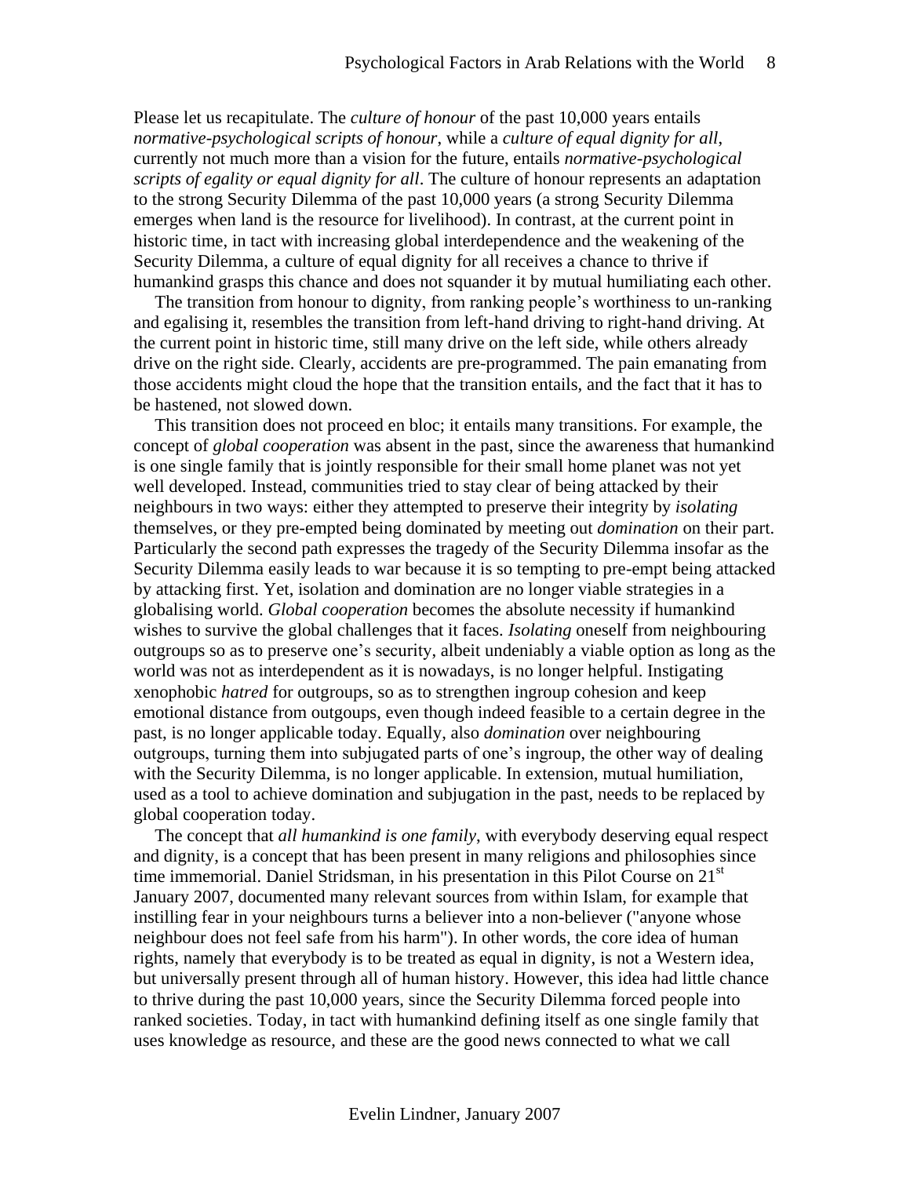Please let us recapitulate. The *culture of honour* of the past 10,000 years entails *normative-psychological scripts of honour*, while a *culture of equal dignity for all*, currently not much more than a vision for the future, entails *normative-psychological scripts of egality or equal dignity for all*. The culture of honour represents an adaptation to the strong Security Dilemma of the past 10,000 years (a strong Security Dilemma emerges when land is the resource for livelihood). In contrast, at the current point in historic time, in tact with increasing global interdependence and the weakening of the Security Dilemma, a culture of equal dignity for all receives a chance to thrive if humankind grasps this chance and does not squander it by mutual humiliating each other.

The transition from honour to dignity, from ranking people's worthiness to un-ranking and egalising it, resembles the transition from left-hand driving to right-hand driving. At the current point in historic time, still many drive on the left side, while others already drive on the right side. Clearly, accidents are pre-programmed. The pain emanating from those accidents might cloud the hope that the transition entails, and the fact that it has to be hastened, not slowed down.

This transition does not proceed en bloc; it entails many transitions. For example, the concept of *global cooperation* was absent in the past, since the awareness that humankind is one single family that is jointly responsible for their small home planet was not yet well developed. Instead, communities tried to stay clear of being attacked by their neighbours in two ways: either they attempted to preserve their integrity by *isolating* themselves, or they pre-empted being dominated by meeting out *domination* on their part. Particularly the second path expresses the tragedy of the Security Dilemma insofar as the Security Dilemma easily leads to war because it is so tempting to pre-empt being attacked by attacking first. Yet, isolation and domination are no longer viable strategies in a globalising world. *Global cooperation* becomes the absolute necessity if humankind wishes to survive the global challenges that it faces. *Isolating* oneself from neighbouring outgroups so as to preserve one's security, albeit undeniably a viable option as long as the world was not as interdependent as it is nowadays, is no longer helpful. Instigating xenophobic *hatred* for outgroups, so as to strengthen ingroup cohesion and keep emotional distance from outgoups, even though indeed feasible to a certain degree in the past, is no longer applicable today. Equally, also *domination* over neighbouring outgroups, turning them into subjugated parts of one's ingroup, the other way of dealing with the Security Dilemma, is no longer applicable. In extension, mutual humiliation, used as a tool to achieve domination and subjugation in the past, needs to be replaced by global cooperation today.

The concept that *all humankind is one family*, with everybody deserving equal respect and dignity, is a concept that has been present in many religions and philosophies since time immemorial. Daniel Stridsman, in his presentation in this Pilot Course on 21st January 2007, documented many relevant sources from within Islam, for example that instilling fear in your neighbours turns a believer into a non-believer ("anyone whose neighbour does not feel safe from his harm"). In other words, the core idea of human rights, namely that everybody is to be treated as equal in dignity, is not a Western idea, but universally present through all of human history. However, this idea had little chance to thrive during the past 10,000 years, since the Security Dilemma forced people into ranked societies. Today, in tact with humankind defining itself as one single family that uses knowledge as resource, and these are the good news connected to what we call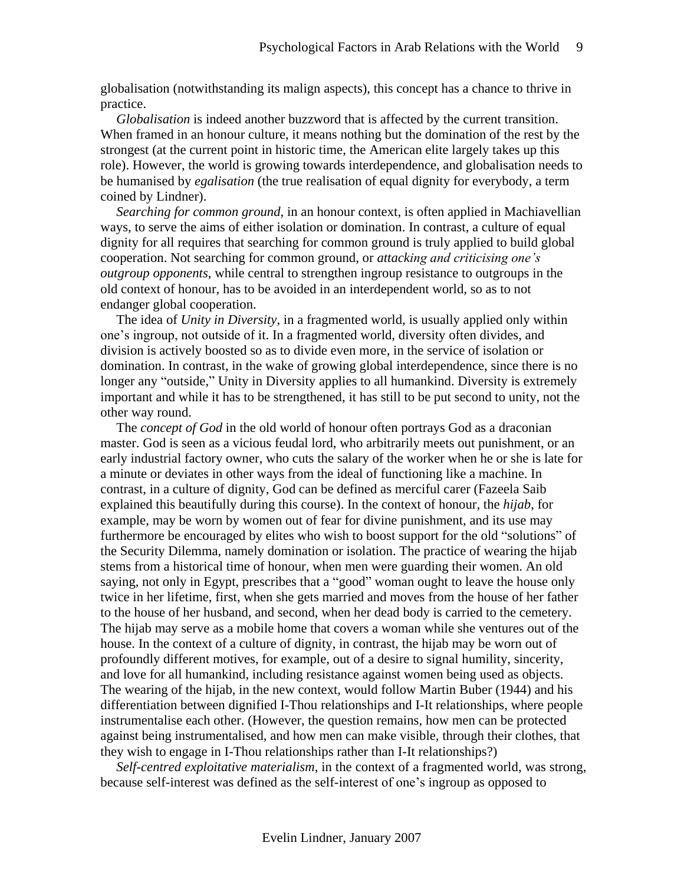globalisation (notwithstanding its malign aspects), this concept has a chance to thrive in practice.

*Globalisation* is indeed another buzzword that is affected by the current transition. When framed in an honour culture, it means nothing but the domination of the rest by the strongest (at the current point in historic time, the American elite largely takes up this role). However, the world is growing towards interdependence, and globalisation needs to be humanised by *egalisation* (the true realisation of equal dignity for everybody, a term coined by Lindner).

*Searching for common ground*, in an honour context, is often applied in Machiavellian ways, to serve the aims of either isolation or domination. In contrast, a culture of equal dignity for all requires that searching for common ground is truly applied to build global cooperation. Not searching for common ground, or *attacking and criticising one's outgroup opponents*, while central to strengthen ingroup resistance to outgroups in the old context of honour, has to be avoided in an interdependent world, so as to not endanger global cooperation.

The idea of *Unity in Diversity*, in a fragmented world, is usually applied only within one's ingroup, not outside of it. In a fragmented world, diversity often divides, and division is actively boosted so as to divide even more, in the service of isolation or domination. In contrast, in the wake of growing global interdependence, since there is no longer any "outside," Unity in Diversity applies to all humankind. Diversity is extremely important and while it has to be strengthened, it has still to be put second to unity, not the other way round.

The *concept of God* in the old world of honour often portrays God as a draconian master. God is seen as a vicious feudal lord, who arbitrarily meets out punishment, or an early industrial factory owner, who cuts the salary of the worker when he or she is late for a minute or deviates in other ways from the ideal of functioning like a machine. In contrast, in a culture of dignity, God can be defined as merciful carer (Fazeela Saib explained this beautifully during this course). In the context of honour, the *hijab*, for example, may be worn by women out of fear for divine punishment, and its use may furthermore be encouraged by elites who wish to boost support for the old "solutions" of the Security Dilemma, namely domination or isolation. The practice of wearing the hijab stems from a historical time of honour, when men were guarding their women. An old saying, not only in Egypt, prescribes that a "good" woman ought to leave the house only twice in her lifetime, first, when she gets married and moves from the house of her father to the house of her husband, and second, when her dead body is carried to the cemetery. The hijab may serve as a mobile home that covers a woman while she ventures out of the house. In the context of a culture of dignity, in contrast, the hijab may be worn out of profoundly different motives, for example, out of a desire to signal humility, sincerity, and love for all humankind, including resistance against women being used as objects. The wearing of the hijab, in the new context, would follow Martin Buber (1944) and his differentiation between dignified I-Thou relationships and I-It relationships, where people instrumentalise each other. (However, the question remains, how men can be protected against being instrumentalised, and how men can make visible, through their clothes, that they wish to engage in I-Thou relationships rather than I-It relationships?)

*Self-centred exploitative materialism*, in the context of a fragmented world, was strong, because self-interest was defined as the self-interest of one's ingroup as opposed to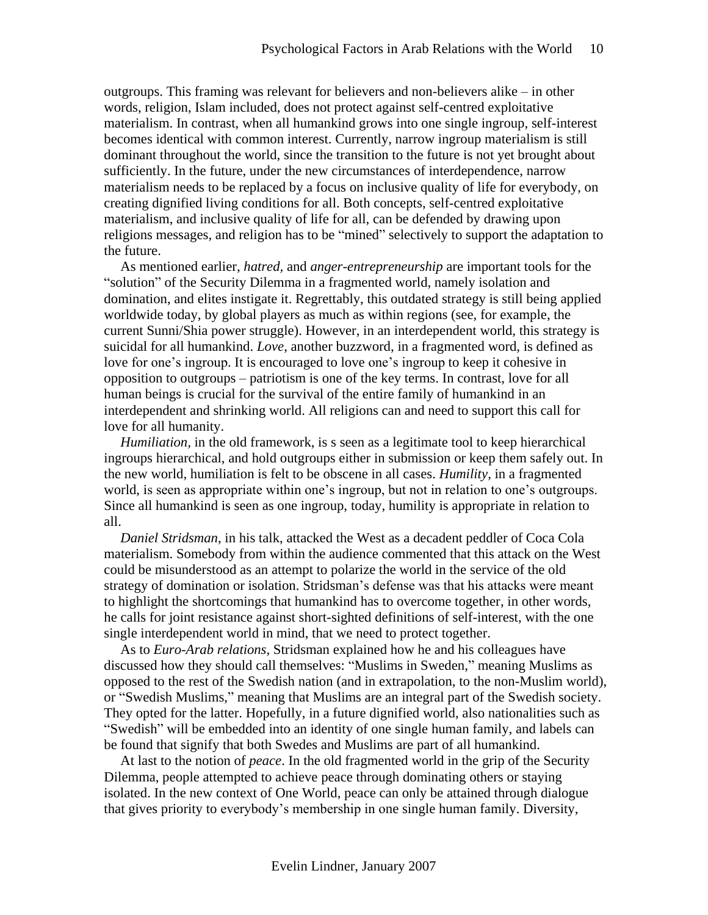outgroups. This framing was relevant for believers and non-believers alike – in other words, religion, Islam included, does not protect against self-centred exploitative materialism. In contrast, when all humankind grows into one single ingroup, self-interest becomes identical with common interest. Currently, narrow ingroup materialism is still dominant throughout the world, since the transition to the future is not yet brought about sufficiently. In the future, under the new circumstances of interdependence, narrow materialism needs to be replaced by a focus on inclusive quality of life for everybody, on creating dignified living conditions for all. Both concepts, self-centred exploitative materialism, and inclusive quality of life for all, can be defended by drawing upon religions messages, and religion has to be "mined" selectively to support the adaptation to the future.

As mentioned earlier, *hatred*, and *anger-entrepreneurship* are important tools for the "solution" of the Security Dilemma in a fragmented world, namely isolation and domination, and elites instigate it. Regrettably, this outdated strategy is still being applied worldwide today, by global players as much as within regions (see, for example, the current Sunni/Shia power struggle). However, in an interdependent world, this strategy is suicidal for all humankind. *Love*, another buzzword, in a fragmented word, is defined as love for one's ingroup. It is encouraged to love one's ingroup to keep it cohesive in opposition to outgroups – patriotism is one of the key terms. In contrast, love for all human beings is crucial for the survival of the entire family of humankind in an interdependent and shrinking world. All religions can and need to support this call for love for all humanity.

*Humiliation*, in the old framework, is s seen as a legitimate tool to keep hierarchical ingroups hierarchical, and hold outgroups either in submission or keep them safely out. In the new world, humiliation is felt to be obscene in all cases. *Humility*, in a fragmented world, is seen as appropriate within one's ingroup, but not in relation to one's outgroups. Since all humankind is seen as one ingroup, today, humility is appropriate in relation to all.

*Daniel Stridsman*, in his talk, attacked the West as a decadent peddler of Coca Cola materialism. Somebody from within the audience commented that this attack on the West could be misunderstood as an attempt to polarize the world in the service of the old strategy of domination or isolation. Stridsman's defense was that his attacks were meant to highlight the shortcomings that humankind has to overcome together, in other words, he calls for joint resistance against short-sighted definitions of self-interest, with the one single interdependent world in mind, that we need to protect together.

As to *Euro-Arab relations*, Stridsman explained how he and his colleagues have discussed how they should call themselves: "Muslims in Sweden," meaning Muslims as opposed to the rest of the Swedish nation (and in extrapolation, to the non-Muslim world), or "Swedish Muslims," meaning that Muslims are an integral part of the Swedish society. They opted for the latter. Hopefully, in a future dignified world, also nationalities such as "Swedish" will be embedded into an identity of one single human family, and labels can be found that signify that both Swedes and Muslims are part of all humankind.

At last to the notion of *peace*. In the old fragmented world in the grip of the Security Dilemma, people attempted to achieve peace through dominating others or staying isolated. In the new context of One World, peace can only be attained through dialogue that gives priority to everybody's membership in one single human family. Diversity,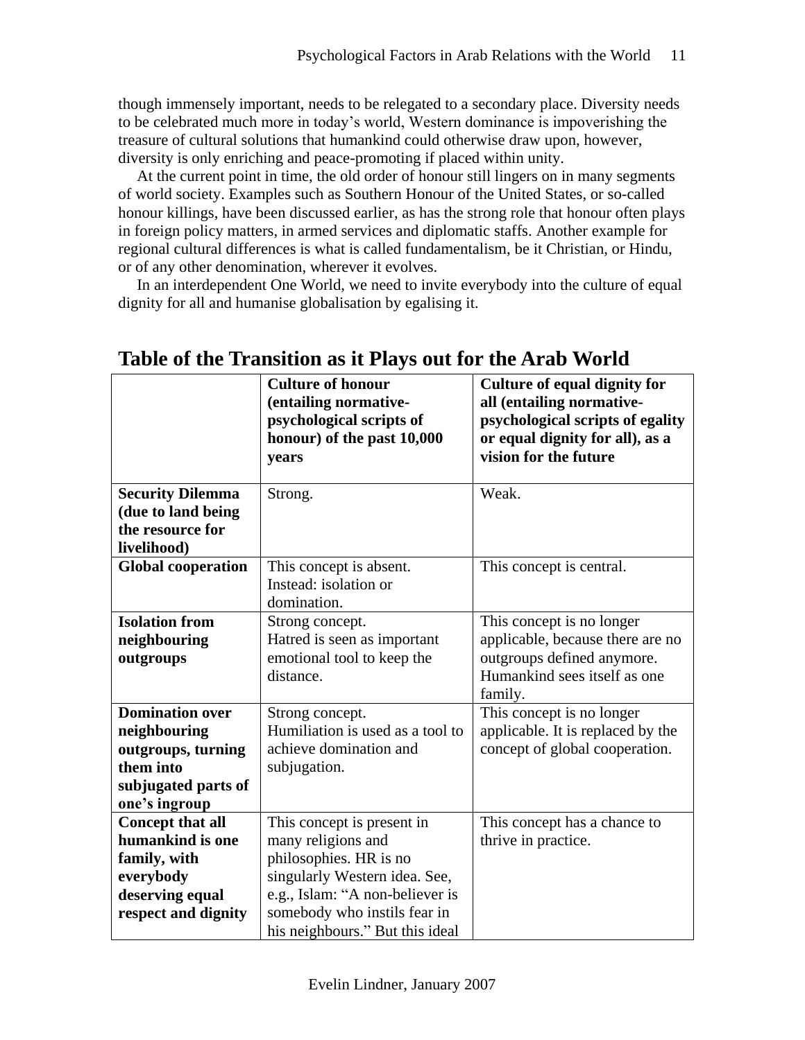though immensely important, needs to be relegated to a secondary place. Diversity needs to be celebrated much more in today's world, Western dominance is impoverishing the treasure of cultural solutions that humankind could otherwise draw upon, however, diversity is only enriching and peace-promoting if placed within unity.

At the current point in time, the old order of honour still lingers on in many segments of world society. Examples such as Southern Honour of the United States, or so-called honour killings, have been discussed earlier, as has the strong role that honour often plays in foreign policy matters, in armed services and diplomatic staffs. Another example for regional cultural differences is what is called fundamentalism, be it Christian, or Hindu, or of any other denomination, wherever it evolves.

In an interdependent One World, we need to invite everybody into the culture of equal dignity for all and humanise globalisation by egalising it.

## Table of the Transition as it Plays out for the Arab World

| | **Culture of honour (entailing normative-psychological scripts of honour) of the past 10,000 years** | **Culture of equal dignity for all (entailing normative-psychological scripts of egality or equal dignity for all), as a vision for the future** |
|---|---|---|
| **Security Dilemma (due to land being the resource for livelihood)** | Strong. | Weak. |
| **Global cooperation** | This concept is absent. Instead: isolation or domination. | This concept is central. |
| **Isolation from neighbouring outgroups** | Strong concept. Hatred is seen as important emotional tool to keep the distance. | This concept is no longer applicable, because there are no outgroups defined anymore. Humankind sees itself as one family. |
| **Domination over neighbouring outgroups, turning them into subjugated parts of one's ingroup** | Strong concept. Humiliation is used as a tool to achieve domination and subjugation. | This concept is no longer applicable. It is replaced by the concept of global cooperation. |
| **Concept that all humankind is one family, with everybody deserving equal respect and dignity** | This concept is present in many religions and philosophies. HR is no singularly Western idea. See, e.g., Islam: "A non-believer is somebody who instils fear in his neighbours." But this ideal | This concept has a chance to thrive in practice. |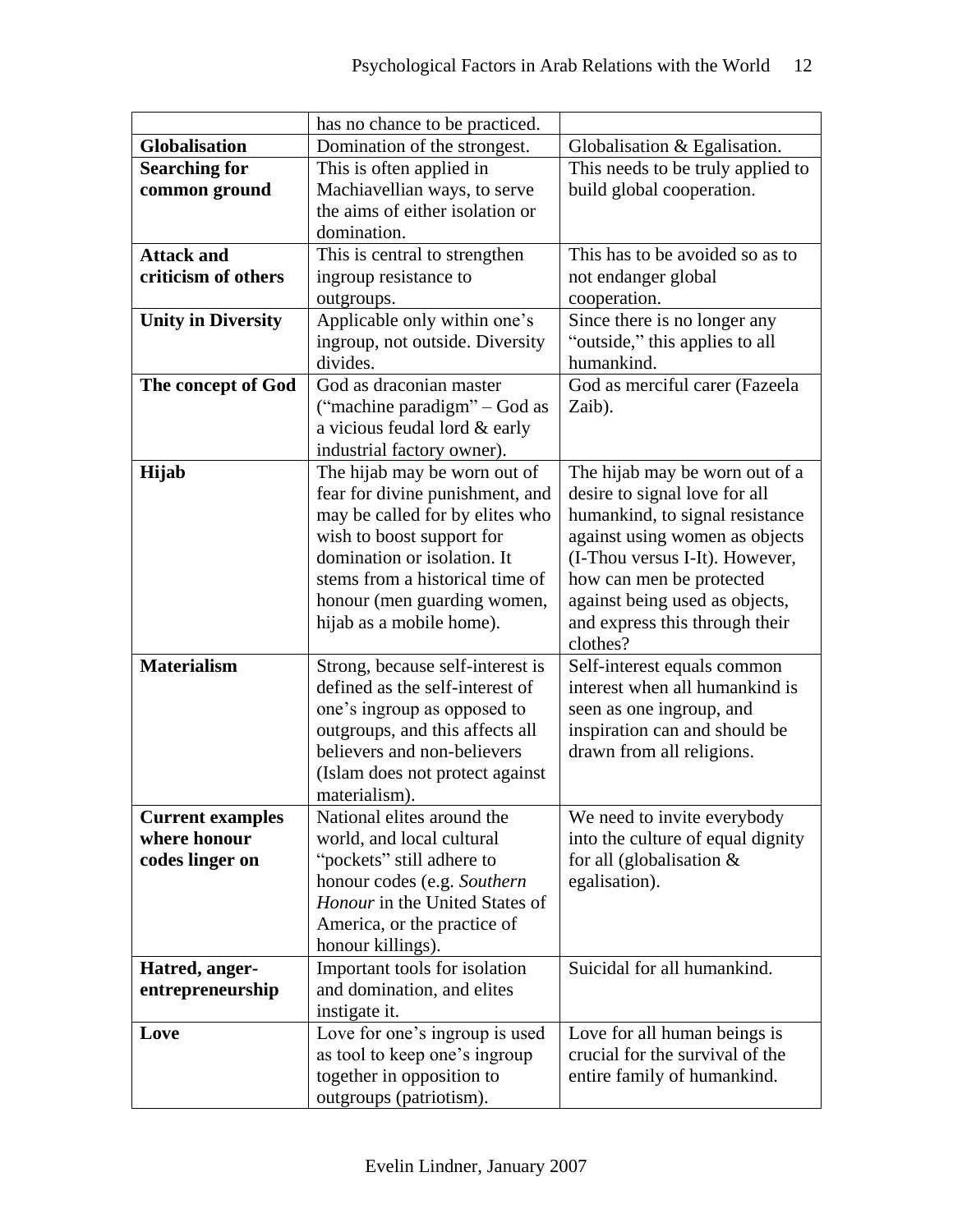| | | |
|---|---|---|
| | has no chance to be practiced. | |
| **Globalisation** | Domination of the strongest. | Globalisation & Egalisation. |
| **Searching for common ground** | This is often applied in Machiavellian ways, to serve the aims of either isolation or domination. | This needs to be truly applied to build global cooperation. |
| **Attack and criticism of others** | This is central to strengthen ingroup resistance to outgroups. | This has to be avoided so as to not endanger global cooperation. |
| **Unity in Diversity** | Applicable only within one's ingroup, not outside. Diversity divides. | Since there is no longer any "outside," this applies to all humankind. |
| **The concept of God** | God as draconian master ("machine paradigm" – God as a vicious feudal lord & early industrial factory owner). | God as merciful carer (Fazeela Zaib). |
| **Hijab** | The hijab may be worn out of fear for divine punishment, and may be called for by elites who wish to boost support for domination or isolation. It stems from a historical time of honour (men guarding women, hijab as a mobile home). | The hijab may be worn out of a desire to signal love for all humankind, to signal resistance against using women as objects (I-Thou versus I-It). However, how can men be protected against being used as objects, and express this through their clothes? |
| **Materialism** | Strong, because self-interest is defined as the self-interest of one's ingroup as opposed to outgroups, and this affects all believers and non-believers (Islam does not protect against materialism). | Self-interest equals common interest when all humankind is seen as one ingroup, and inspiration can and should be drawn from all religions. |
| **Current examples where honour codes linger on** | National elites around the world, and local cultural "pockets" still adhere to honour codes (e.g. *Southern Honour* in the United States of America, or the practice of honour killings). | We need to invite everybody into the culture of equal dignity for all (globalisation & egalisation). |
| **Hatred, anger-entrepreneurship** | Important tools for isolation and domination, and elites instigate it. | Suicidal for all humankind. |
| **Love** | Love for one's ingroup is used as tool to keep one's ingroup together in opposition to outgroups (patriotism). | Love for all human beings is crucial for the survival of the entire family of humankind. |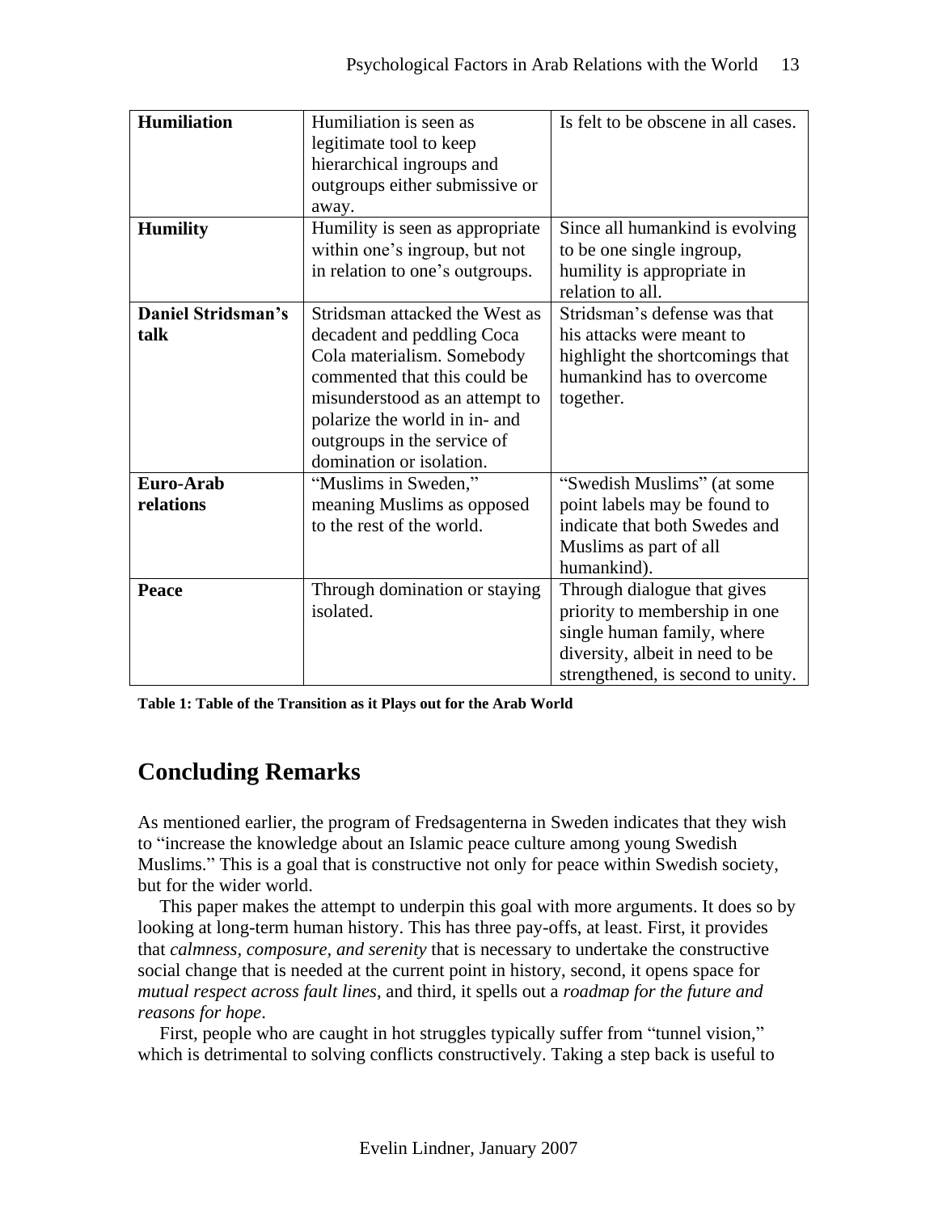| | | |
|---|---|---|
| **Humiliation** | Humiliation is seen as legitimate tool to keep hierarchical ingroups and outgroups either submissive or away. | Is felt to be obscene in all cases. |
| **Humility** | Humility is seen as appropriate within one's ingroup, but not in relation to one's outgroups. | Since all humankind is evolving to be one single ingroup, humility is appropriate in relation to all. |
| **Daniel Stridsman's talk** | Stridsman attacked the West as decadent and peddling Coca Cola materialism. Somebody commented that this could be misunderstood as an attempt to polarize the world in in- and outgroups in the service of domination or isolation. | Stridsman's defense was that his attacks were meant to highlight the shortcomings that humankind has to overcome together. |
| **Euro-Arab relations** | "Muslims in Sweden," meaning Muslims as opposed to the rest of the world. | "Swedish Muslims" (at some point labels may be found to indicate that both Swedes and Muslims as part of all humankind). |
| **Peace** | Through domination or staying isolated. | Through dialogue that gives priority to membership in one single human family, where diversity, albeit in need to be strengthened, is second to unity. |

**Table 1: Table of the Transition as it Plays out for the Arab World**

## Concluding Remarks

As mentioned earlier, the program of Fredsagenterna in Sweden indicates that they wish to "increase the knowledge about an Islamic peace culture among young Swedish Muslims." This is a goal that is constructive not only for peace within Swedish society, but for the wider world.

This paper makes the attempt to underpin this goal with more arguments. It does so by looking at long-term human history. This has three pay-offs, at least. First, it provides that *calmness, composure, and serenity* that is necessary to undertake the constructive social change that is needed at the current point in history, second, it opens space for *mutual respect across fault lines*, and third, it spells out a *roadmap for the future and reasons for hope*.

First, people who are caught in hot struggles typically suffer from "tunnel vision," which is detrimental to solving conflicts constructively. Taking a step back is useful to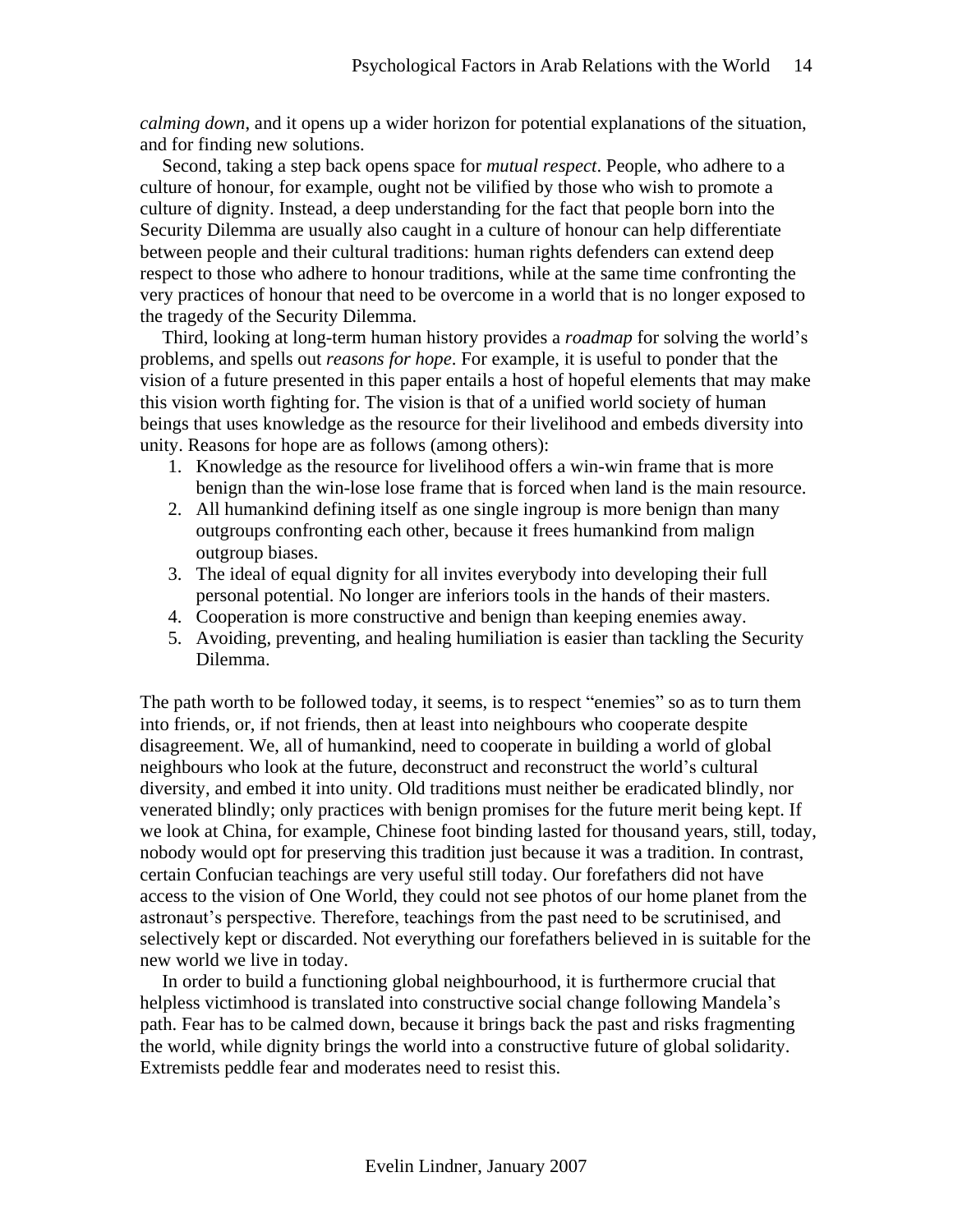*calming down*, and it opens up a wider horizon for potential explanations of the situation, and for finding new solutions.

Second, taking a step back opens space for *mutual respect*. People, who adhere to a culture of honour, for example, ought not be vilified by those who wish to promote a culture of dignity. Instead, a deep understanding for the fact that people born into the Security Dilemma are usually also caught in a culture of honour can help differentiate between people and their cultural traditions: human rights defenders can extend deep respect to those who adhere to honour traditions, while at the same time confronting the very practices of honour that need to be overcome in a world that is no longer exposed to the tragedy of the Security Dilemma.

Third, looking at long-term human history provides a *roadmap* for solving the world's problems, and spells out *reasons for hope*. For example, it is useful to ponder that the vision of a future presented in this paper entails a host of hopeful elements that may make this vision worth fighting for. The vision is that of a unified world society of human beings that uses knowledge as the resource for their livelihood and embeds diversity into unity. Reasons for hope are as follows (among others):

1. Knowledge as the resource for livelihood offers a win-win frame that is more benign than the win-lose lose frame that is forced when land is the main resource.
2. All humankind defining itself as one single ingroup is more benign than many outgroups confronting each other, because it frees humankind from malign outgroup biases.
3. The ideal of equal dignity for all invites everybody into developing their full personal potential. No longer are inferiors tools in the hands of their masters.
4. Cooperation is more constructive and benign than keeping enemies away.
5. Avoiding, preventing, and healing humiliation is easier than tackling the Security Dilemma.

The path worth to be followed today, it seems, is to respect "enemies" so as to turn them into friends, or, if not friends, then at least into neighbours who cooperate despite disagreement. We, all of humankind, need to cooperate in building a world of global neighbours who look at the future, deconstruct and reconstruct the world's cultural diversity, and embed it into unity. Old traditions must neither be eradicated blindly, nor venerated blindly; only practices with benign promises for the future merit being kept. If we look at China, for example, Chinese foot binding lasted for thousand years, still, today, nobody would opt for preserving this tradition just because it was a tradition. In contrast, certain Confucian teachings are very useful still today. Our forefathers did not have access to the vision of One World, they could not see photos of our home planet from the astronaut's perspective. Therefore, teachings from the past need to be scrutinised, and selectively kept or discarded. Not everything our forefathers believed in is suitable for the new world we live in today.

In order to build a functioning global neighbourhood, it is furthermore crucial that helpless victimhood is translated into constructive social change following Mandela's path. Fear has to be calmed down, because it brings back the past and risks fragmenting the world, while dignity brings the world into a constructive future of global solidarity. Extremists peddle fear and moderates need to resist this.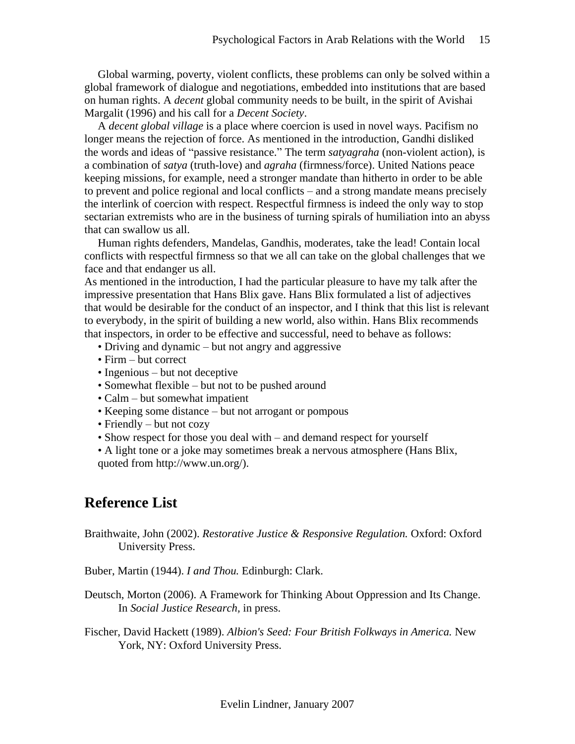Global warming, poverty, violent conflicts, these problems can only be solved within a global framework of dialogue and negotiations, embedded into institutions that are based on human rights. A *decent* global community needs to be built, in the spirit of Avishai Margalit (1996) and his call for a *Decent Society*.

A *decent global village* is a place where coercion is used in novel ways. Pacifism no longer means the rejection of force. As mentioned in the introduction, Gandhi disliked the words and ideas of "passive resistance." The term *satyagraha* (non-violent action), is a combination of *satya* (truth-love) and *agraha* (firmness/force). United Nations peace keeping missions, for example, need a stronger mandate than hitherto in order to be able to prevent and police regional and local conflicts – and a strong mandate means precisely the interlink of coercion with respect. Respectful firmness is indeed the only way to stop sectarian extremists who are in the business of turning spirals of humiliation into an abyss that can swallow us all.

Human rights defenders, Mandelas, Gandhis, moderates, take the lead! Contain local conflicts with respectful firmness so that we all can take on the global challenges that we face and that endanger us all.

As mentioned in the introduction, I had the particular pleasure to have my talk after the impressive presentation that Hans Blix gave. Hans Blix formulated a list of adjectives that would be desirable for the conduct of an inspector, and I think that this list is relevant to everybody, in the spirit of building a new world, also within. Hans Blix recommends that inspectors, in order to be effective and successful, need to behave as follows:

- Driving and dynamic – but not angry and aggressive
- Firm – but correct
- Ingenious – but not deceptive
- Somewhat flexible – but not to be pushed around
- Calm – but somewhat impatient
- Keeping some distance – but not arrogant or pompous
- Friendly – but not cozy
- Show respect for those you deal with – and demand respect for yourself
- A light tone or a joke may sometimes break a nervous atmosphere (Hans Blix, quoted from http://www.un.org/).

## Reference List

Braithwaite, John (2002). *Restorative Justice & Responsive Regulation.* Oxford: Oxford University Press.

Buber, Martin (1944). *I and Thou.* Edinburgh: Clark.

Deutsch, Morton (2006). A Framework for Thinking About Oppression and Its Change. In *Social Justice Research,* in press.

Fischer, David Hackett (1989). *Albion's Seed: Four British Folkways in America.* New York, NY: Oxford University Press.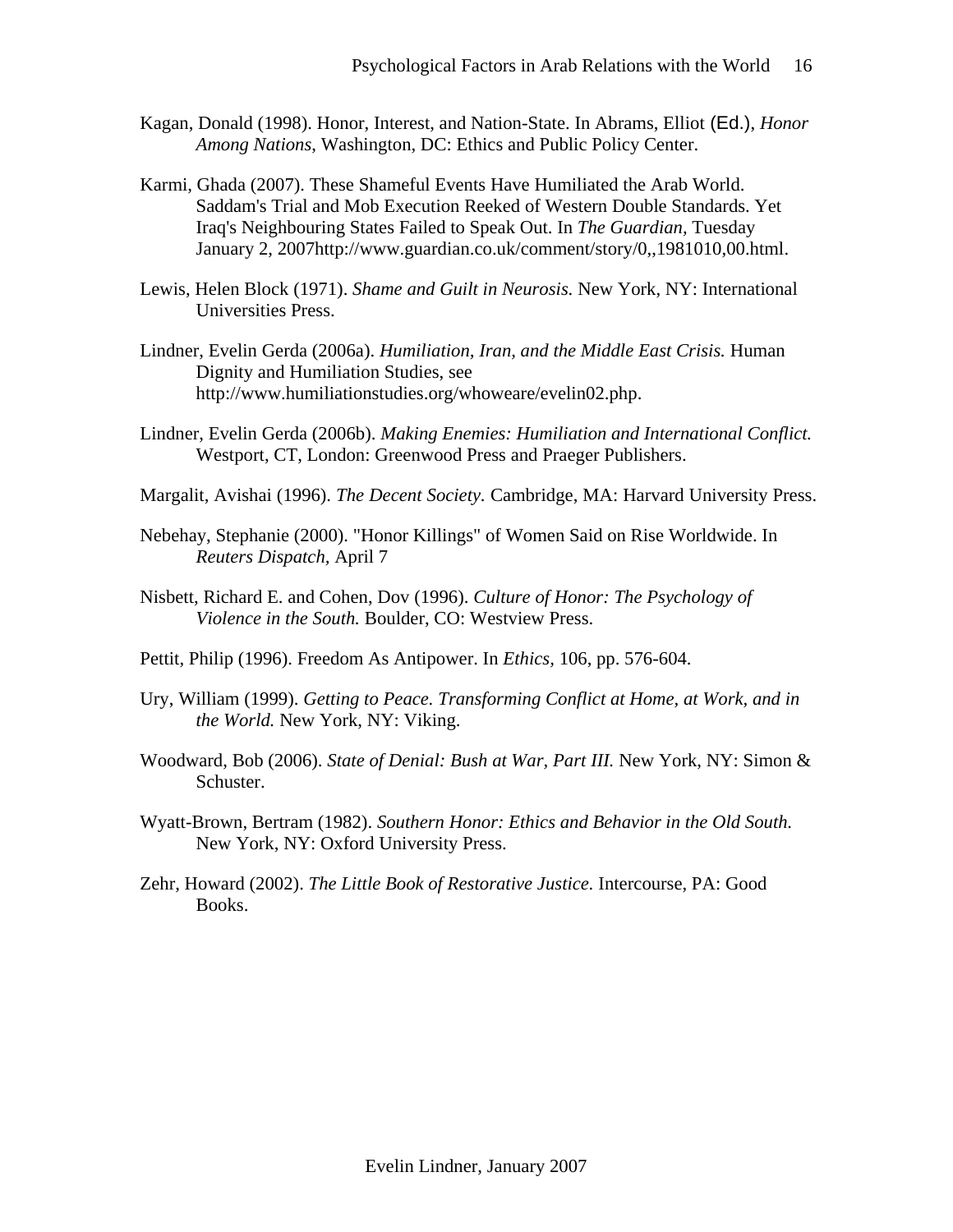Kagan, Donald (1998). Honor, Interest, and Nation-State. In Abrams, Elliot (Ed.), *Honor Among Nations,* Washington, DC: Ethics and Public Policy Center.

Karmi, Ghada (2007). These Shameful Events Have Humiliated the Arab World. Saddam's Trial and Mob Execution Reeked of Western Double Standards. Yet Iraq's Neighbouring States Failed to Speak Out. In *The Guardian,* Tuesday January 2, 2007http://www.guardian.co.uk/comment/story/0,,1981010,00.html.

Lewis, Helen Block (1971). *Shame and Guilt in Neurosis.* New York, NY: International Universities Press.

Lindner, Evelin Gerda (2006a). *Humiliation, Iran, and the Middle East Crisis.* Human Dignity and Humiliation Studies, see http://www.humiliationstudies.org/whoweare/evelin02.php.

Lindner, Evelin Gerda (2006b). *Making Enemies: Humiliation and International Conflict.* Westport, CT, London: Greenwood Press and Praeger Publishers.

Margalit, Avishai (1996). *The Decent Society.* Cambridge, MA: Harvard University Press.

Nebehay, Stephanie (2000). "Honor Killings" of Women Said on Rise Worldwide. In *Reuters Dispatch,* April 7

Nisbett, Richard E. and Cohen, Dov (1996). *Culture of Honor: The Psychology of Violence in the South.* Boulder, CO: Westview Press.

Pettit, Philip (1996). Freedom As Antipower. In *Ethics,* 106, pp. 576-604.

Ury, William (1999). *Getting to Peace. Transforming Conflict at Home, at Work, and in the World.* New York, NY: Viking.

Woodward, Bob (2006). *State of Denial: Bush at War, Part III.* New York, NY: Simon & Schuster.

Wyatt-Brown, Bertram (1982). *Southern Honor: Ethics and Behavior in the Old South.* New York, NY: Oxford University Press.

Zehr, Howard (2002). *The Little Book of Restorative Justice.* Intercourse, PA: Good Books.